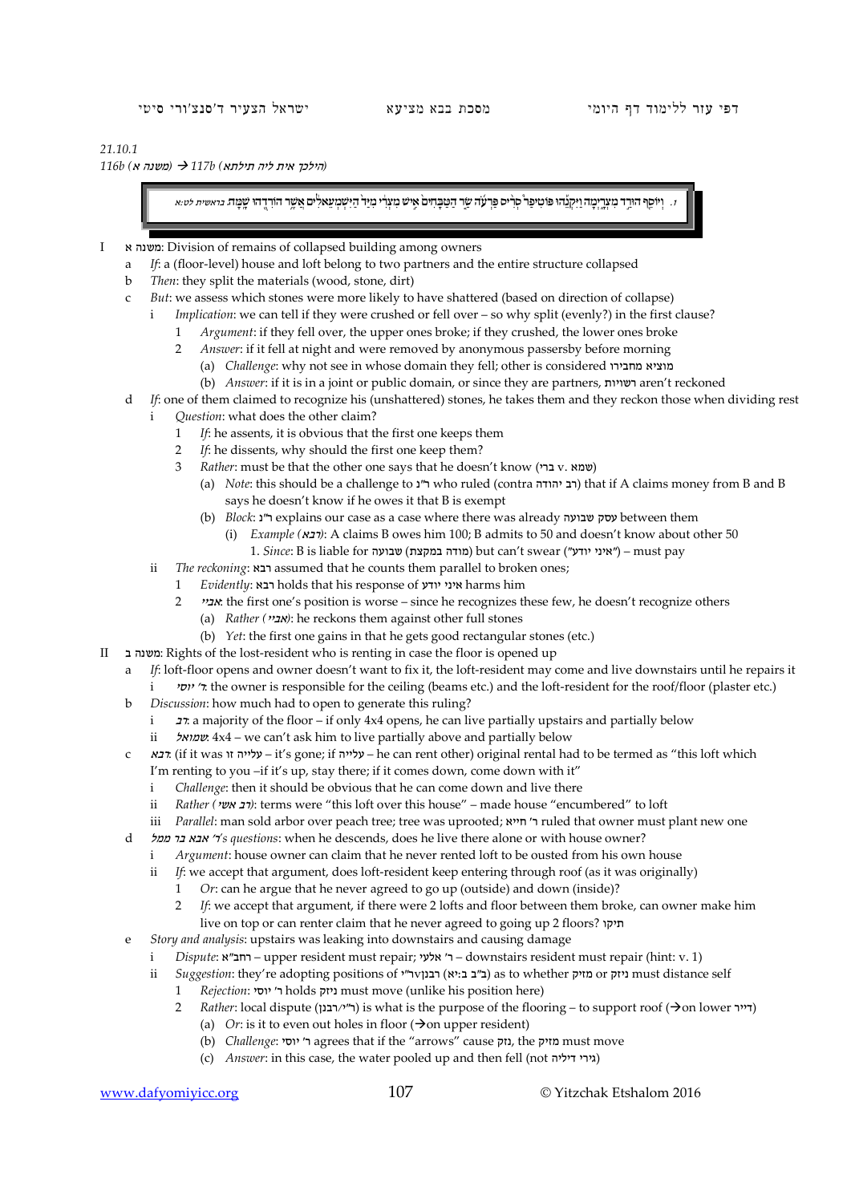21.10.1

*116b (משנה א)* → *117b (הילכך אית ליה תילתא)*

> 1. וְיוֹסֵף הוּרַד מִצְרָיְמָה וַיִּקְנֵהוּ פּוֹטִיפַר סְרִיס פַּרְעֹה שַׂר הַטַּבָּחִים אִישׁ מִצְרִי מִיַּד הַיִּשְׁמְעֵאלִים אֲשֶׁר הוֹרִדֻהוּ שָׁמָּה. *בראשית לט:א*

- I  משנה א: Division of remains of collapsed building among owners
  - a  *If*: a (floor-level) house and loft belong to two partners and the entire structure collapsed
  - b  *Then*: they split the materials (wood, stone, dirt)
  - c  *But*: we assess which stones were more likely to have shattered (based on direction of collapse)
    - i  *Implication*: we can tell if they were crushed or fell over – so why split (evenly?) in the first clause?
      - 1  *Argument*: if they fell over, the upper ones broke; if they crushed, the lower ones broke
      - 2  *Answer*: if it fell at night and were removed by anonymous passersby before morning
        - (a)  *Challenge*: why not see in whose domain they fell; other is considered מוציא מחבירו
        - (b)  *Answer*: if it is in a joint or public domain, or since they are partners, רשויות aren't reckoned
  - d  *If*: one of them claimed to recognize his (unshattered) stones, he takes them and they reckon those when dividing rest
    - i  *Question*: what does the other claim?
      - 1  *If*: he assents, it is obvious that the first one keeps them
      - 2  *If*: he dissents, why should the first one keep them?
      - 3  *Rather*: must be that the other one says that he doesn't know (ברי v. שמא)
        - (a)  *Note*: this should be a challenge to ר"נ who ruled (contra רב יהודה) that if A claims money from B and B says he doesn't know if he owes it that B is exempt
        - (b)  *Block*: ר"נ explains our case as a case where there was already עסק שבועה between them
          - (i)  *Example (רבא)*: A claims B owes him 100; B admits to 50 and doesn't know about other 50
            1. *Since*: B is liable for שבועה (מודה במקצת) but can't swear ("איני יודע") – must pay
    - ii  *The reckoning*: רבא assumed that he counts them parallel to broken ones;
      - 1  *Evidently*: רבא holds that his response of איני יודע harms him
      - 2  *אביי*: the first one's position is worse – since he recognizes these few, he doesn't recognize others
        - (a)  *Rather (אביי)*: he reckons them against other full stones
        - (b)  *Yet*: the first one gains in that he gets good rectangular stones (etc.)
- II  משנה ב: Rights of the lost-resident who is renting in case the floor is opened up
  - a  *If*: loft-floor opens and owner doesn't want to fix it, the loft-resident may come and live downstairs until he repairs it
    - i  *ר' יוסי*: the owner is responsible for the ceiling (beams etc.) and the loft-resident for the roof/floor (plaster etc.)
  - b  *Discussion*: how much had to open to generate this ruling?
    - i  *רב*: a majority of the floor – if only 4x4 opens, he can live partially upstairs and partially below
    - ii  *שמואל*: 4x4 – we can't ask him to live partially above and partially below
  - c  *רבא*: (if it was עלייה זו – it's gone; if עלייה – he can rent other) original rental had to be termed as "this loft which I'm renting to you –if it's up, stay there; if it comes down, come down with it"
    - i  *Challenge*: then it should be obvious that he can come down and live there
    - ii  *Rather (רב אשי)*: terms were "this loft over this house" – made house "encumbered" to loft
    - iii  *Parallel*: man sold arbor over peach tree; tree was uprooted; ר' חייא ruled that owner must plant new one
  - d  *ר' אבא בר ממל's questions*: when he descends, does he live there alone or with house owner?
    - i  *Argument*: house owner can claim that he never rented loft to be ousted from his own house
    - ii  *If*: we accept that argument, does loft-resident keep entering through roof (as it was originally)
      - 1  *Or*: can he argue that he never agreed to go up (outside) and down (inside)?
      - 2  *If*: we accept that argument, if there were 2 lofts and floor between them broke, can owner make him live on top or can renter claim that he never agreed to going up 2 floors? תיקו
  - e  *Story and analysis*: upstairs was leaking into downstairs and causing damage
    - i  *Dispute*: רחב"א – upper resident must repair; ר' אלעי – downstairs resident must repair (hint: v. 1)
    - ii  *Suggestion*: they're adopting positions of ר"י/רבנן (ב"ב ב:יא) as to whether מזיק or ניזק must distance self
      - 1  *Rejection*: ר' יוסי holds ניזק must move (unlike his position here)
      - 2  *Rather*: local dispute (ר"י/רבנן) is what is the purpose of the flooring – to support roof (→on lower דייר)
        - (a)  *Or*: is it to even out holes in floor (→on upper resident)
        - (b)  *Challenge*: ר' יוסי agrees that if the "arrows" cause נזק, the מזיק must move
        - (c)  *Answer*: in this case, the water pooled up and then fell (not גירי דיליה)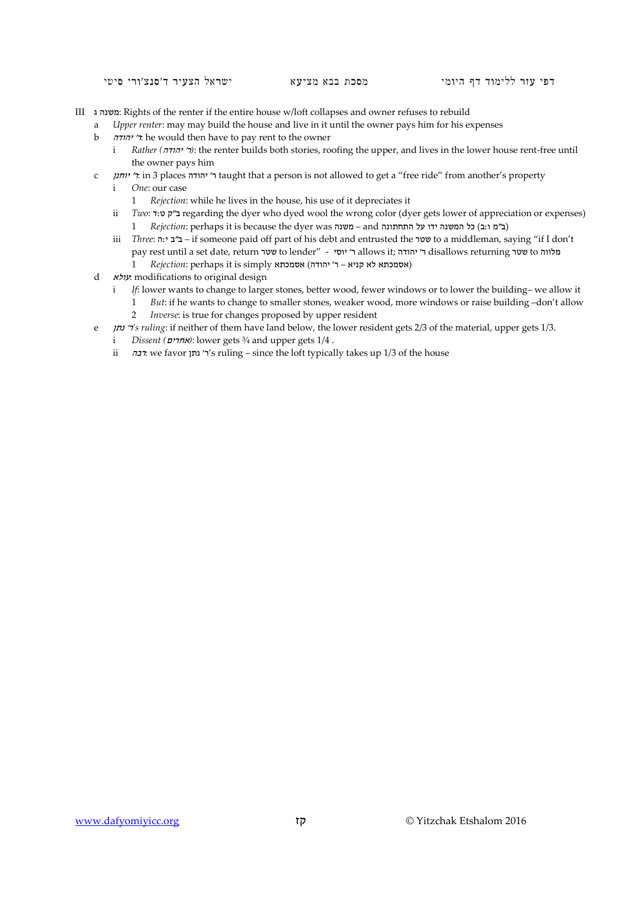- III משנה ג: Rights of the renter if the entire house w/loft collapses and owner refuses to rebuild
  - a *Upper renter*: may may build the house and live in it until the owner pays him for his expenses
  - b *ר' יהודה*: he would then have to pay rent to the owner
    - i *Rather (ר' יהודה)*: the renter builds both stories, roofing the upper, and lives in the lower house rent-free until the owner pays him
  - c *ר' יוחנן*: in 3 places ר' יהודה taught that a person is not allowed to get a "free ride" from another's property
    - i *One*: our case
      - 1 *Rejection*: while he lives in the house, his use of it depreciates it
    - ii *Two*: ב"ק ט:ד regarding the dyer who dyed wool the wrong color (dyer gets lower of appreciation or expenses)
      - 1 *Rejection*: perhaps it is because the dyer was משנה – and כל המשנה ידו על התחתונה (ב"מ ו:ב)
    - iii *Three*: ב"ב י:ה – if someone paid off part of his debt and entrusted the שטר to a middleman, saying "if I don't pay rest until a set date, return שטר to lender" - ר' יוסי allows it; ר' יהודה disallows returning שטר to מלווה
      - 1 *Rejection*: perhaps it is simply אסמכתא (אסמכתא לא קניא – ר' יהודה)
  - d *עולא*: modifications to original design
    - i *If*: lower wants to change to larger stones, better wood, fewer windows or to lower the building– we allow it
      - 1 *But*: if he wants to change to smaller stones, weaker wood, more windows or raise building –don't allow
      - 2 *Inverse*: is true for changes proposed by upper resident
  - e *ר' נתן's ruling*: if neither of them have land below, the lower resident gets 2/3 of the material, upper gets 1/3.
    - i *Dissent (אחרים)*: lower gets ¾ and upper gets 1/4 .
    - ii *רבה*: we favor ר' נתן's ruling – since the loft typically takes up 1/3 of the house